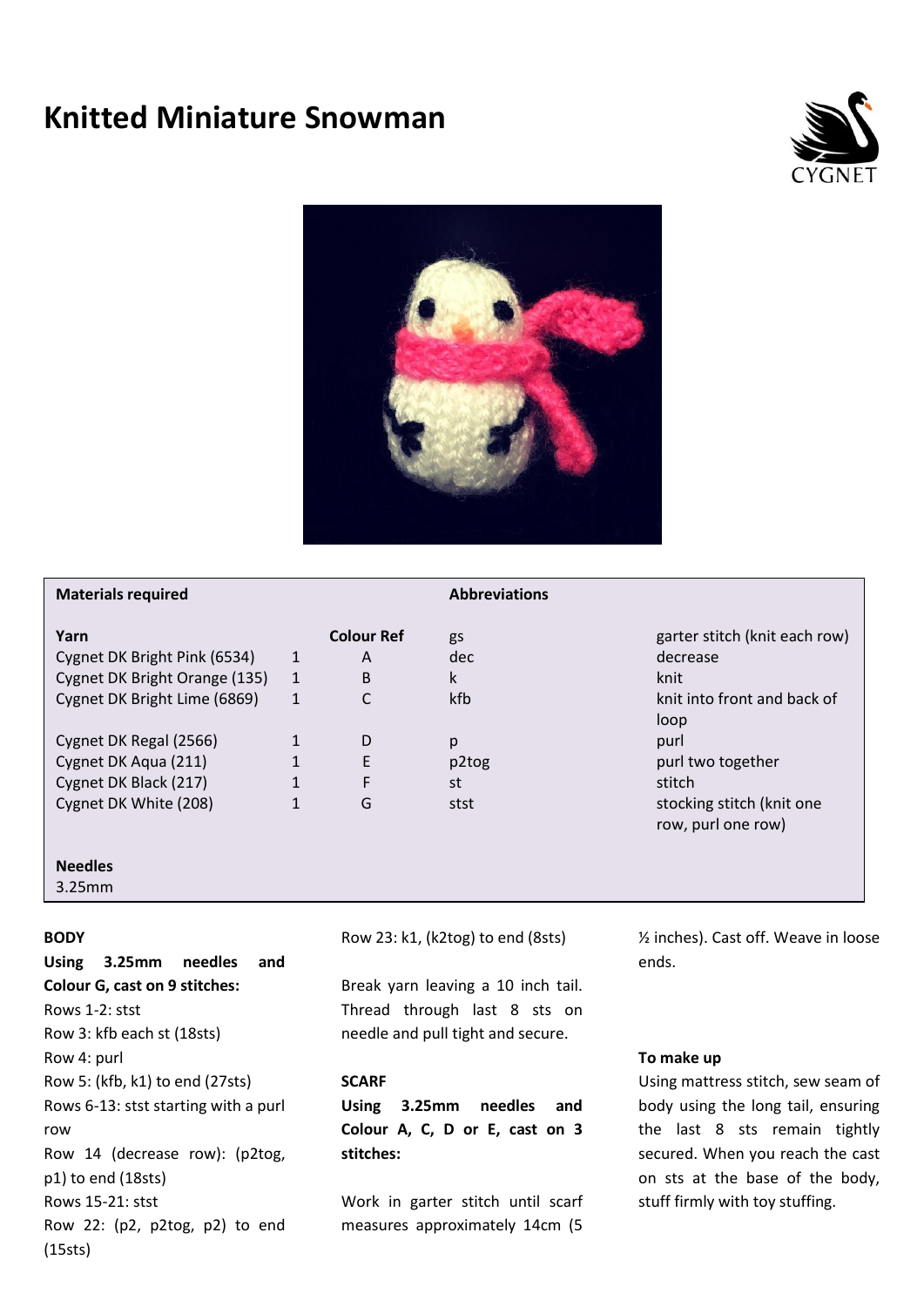# Knitted Miniature Snowman

| Materials required | | | Abbreviations | |
|---|---|---|---|---|
| **Yarn** | | **Colour Ref** | gs | garter stitch (knit each row) |
| Cygnet DK Bright Pink (6534) | 1 | A | dec | decrease |
| Cygnet DK Bright Orange (135) | 1 | B | k | knit |
| Cygnet DK Bright Lime (6869) | 1 | C | kfb | knit into front and back of loop |
| Cygnet DK Regal (2566) | 1 | D | p | purl |
| Cygnet DK Aqua (211) | 1 | E | p2tog | purl two together |
| Cygnet DK Black (217) | 1 | F | st | stitch |
| Cygnet DK White (208) | 1 | G | stst | stocking stitch (knit one row, purl one row) |

**Needles**
3.25mm

**BODY**

**Using 3.25mm needles and Colour G, cast on 9 stitches:**

Rows 1-2: stst
Row 3: kfb each st (18sts)
Row 4: purl
Row 5: (kfb, k1) to end (27sts)
Rows 6-13: stst starting with a purl row
Row 14 (decrease row): (p2tog, p1) to end (18sts)
Rows 15-21: stst
Row 22: (p2, p2tog, p2) to end (15sts)
Row 23: k1, (k2tog) to end (8sts)

Break yarn leaving a 10 inch tail. Thread through last 8 sts on needle and pull tight and secure.

**SCARF**

**Using 3.25mm needles and Colour A, C, D or E, cast on 3 stitches:**

Work in garter stitch until scarf measures approximately 14cm (5 ½ inches). Cast off. Weave in loose ends.

**To make up**

Using mattress stitch, sew seam of body using the long tail, ensuring the last 8 sts remain tightly secured. When you reach the cast on sts at the base of the body, stuff firmly with toy stuffing.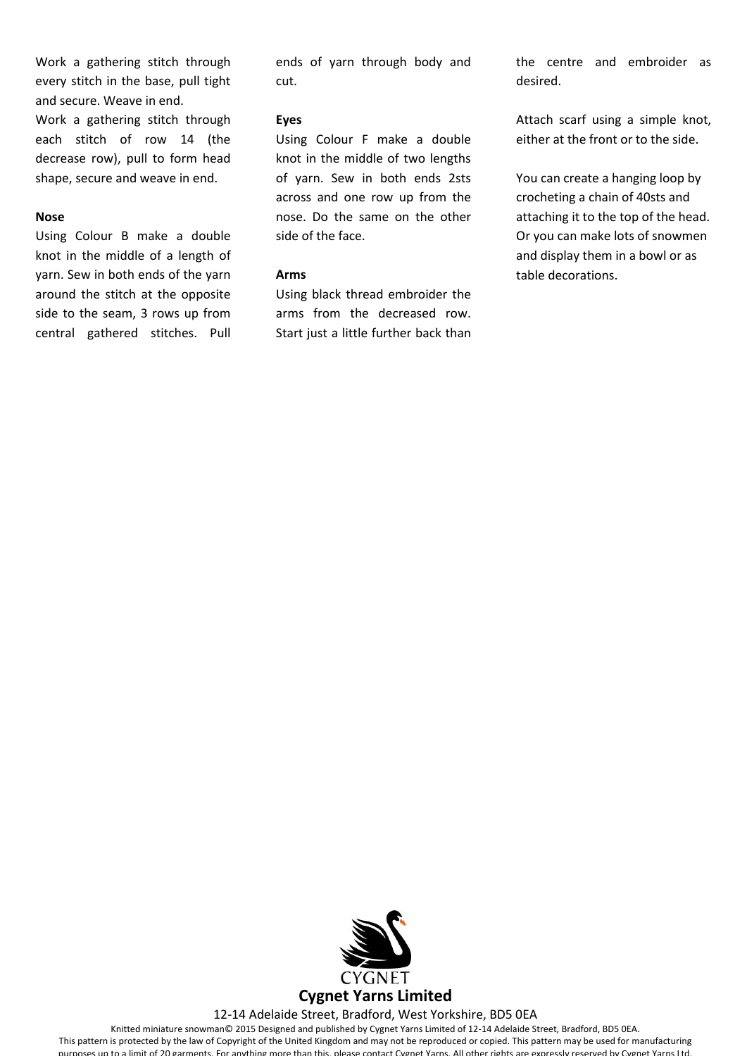Work a gathering stitch through every stitch in the base, pull tight and secure. Weave in end.

Work a gathering stitch through each stitch of row 14 (the decrease row), pull to form head shape, secure and weave in end.

**Nose**

Using Colour B make a double knot in the middle of a length of yarn. Sew in both ends of the yarn around the stitch at the opposite side to the seam, 3 rows up from central gathered stitches. Pull ends of yarn through body and cut.

**Eyes**

Using Colour F make a double knot in the middle of two lengths of yarn. Sew in both ends 2sts across and one row up from the nose. Do the same on the other side of the face.

**Arms**

Using black thread embroider the arms from the decreased row. Start just a little further back than the centre and embroider as desired.

Attach scarf using a simple knot, either at the front or to the side.

You can create a hanging loop by crocheting a chain of 40sts and attaching it to the top of the head. Or you can make lots of snowmen and display them in a bowl or as table decorations.

CYGNET

**Cygnet Yarns Limited**

12-14 Adelaide Street, Bradford, West Yorkshire, BD5 0EA

Knitted miniature snowman© 2015 Designed and published by Cygnet Yarns Limited of 12-14 Adelaide Street, Bradford, BD5 0EA.
This pattern is protected by the law of Copyright of the United Kingdom and may not be reproduced or copied. This pattern may be used for manufacturing purposes up to a limit of 20 garments. For anything more than this, please contact Cygnet Yarns. All other rights are expressly reserved by Cygnet Yarns Ltd.